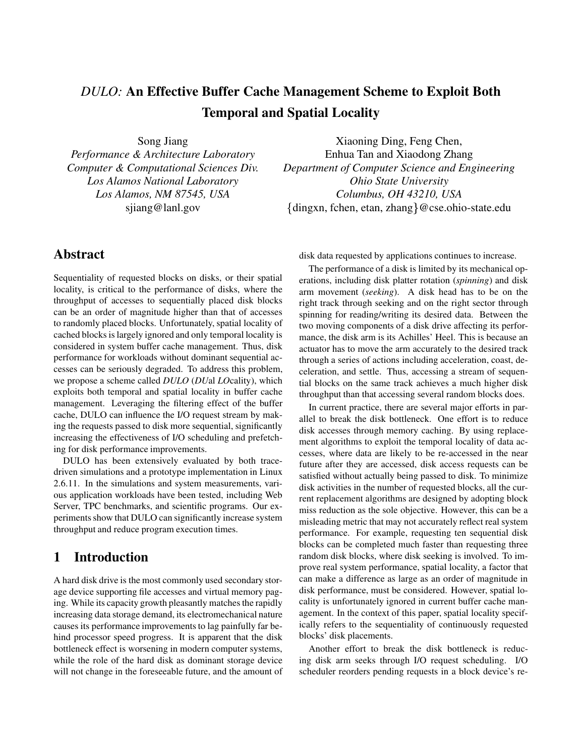# *DULO:* An Effective Buffer Cache Management Scheme to Exploit Both Temporal and Spatial Locality

Song Jiang
*Performance & Architecture Laboratory*
*Computer & Computational Sciences Div.*
*Los Alamos National Laboratory*
*Los Alamos, NM 87545, USA*
sjiang@lanl.gov

Xiaoning Ding, Feng Chen,
Enhua Tan and Xiaodong Zhang
*Department of Computer Science and Engineering*
*Ohio State University*
*Columbus, OH 43210, USA*
{dingxn, fchen, etan, zhang}@cse.ohio-state.edu

## Abstract

Sequentiality of requested blocks on disks, or their spatial locality, is critical to the performance of disks, where the throughput of accesses to sequentially placed disk blocks can be an order of magnitude higher than that of accesses to randomly placed blocks. Unfortunately, spatial locality of cached blocks is largely ignored and only temporal locality is considered in system buffer cache management. Thus, disk performance for workloads without dominant sequential accesses can be seriously degraded. To address this problem, we propose a scheme called *DULO* (*DU*al *LO*cality), which exploits both temporal and spatial locality in buffer cache management. Leveraging the filtering effect of the buffer cache, DULO can influence the I/O request stream by making the requests passed to disk more sequential, significantly increasing the effectiveness of I/O scheduling and prefetching for disk performance improvements.

DULO has been extensively evaluated by both trace-driven simulations and a prototype implementation in Linux 2.6.11. In the simulations and system measurements, various application workloads have been tested, including Web Server, TPC benchmarks, and scientific programs. Our experiments show that DULO can significantly increase system throughput and reduce program execution times.

## 1 Introduction

A hard disk drive is the most commonly used secondary storage device supporting file accesses and virtual memory paging. While its capacity growth pleasantly matches the rapidly increasing data storage demand, its electromechanical nature causes its performance improvements to lag painfully far behind processor speed progress. It is apparent that the disk bottleneck effect is worsening in modern computer systems, while the role of the hard disk as dominant storage device will not change in the foreseeable future, and the amount of disk data requested by applications continues to increase.

The performance of a disk is limited by its mechanical operations, including disk platter rotation (*spinning*) and disk arm movement (*seeking*). A disk head has to be on the right track through seeking and on the right sector through spinning for reading/writing its desired data. Between the two moving components of a disk drive affecting its performance, the disk arm is its Achilles' Heel. This is because an actuator has to move the arm accurately to the desired track through a series of actions including acceleration, coast, deceleration, and settle. Thus, accessing a stream of sequential blocks on the same track achieves a much higher disk throughput than that accessing several random blocks does.

In current practice, there are several major efforts in parallel to break the disk bottleneck. One effort is to reduce disk accesses through memory caching. By using replacement algorithms to exploit the temporal locality of data accesses, where data are likely to be re-accessed in the near future after they are accessed, disk access requests can be satisfied without actually being passed to disk. To minimize disk activities in the number of requested blocks, all the current replacement algorithms are designed by adopting block miss reduction as the sole objective. However, this can be a misleading metric that may not accurately reflect real system performance. For example, requesting ten sequential disk blocks can be completed much faster than requesting three random disk blocks, where disk seeking is involved. To improve real system performance, spatial locality, a factor that can make a difference as large as an order of magnitude in disk performance, must be considered. However, spatial locality is unfortunately ignored in current buffer cache management. In the context of this paper, spatial locality specifically refers to the sequentiality of continuously requested blocks' disk placements.

Another effort to break the disk bottleneck is reducing disk arm seeks through I/O request scheduling. I/O scheduler reorders pending requests in a block device's re-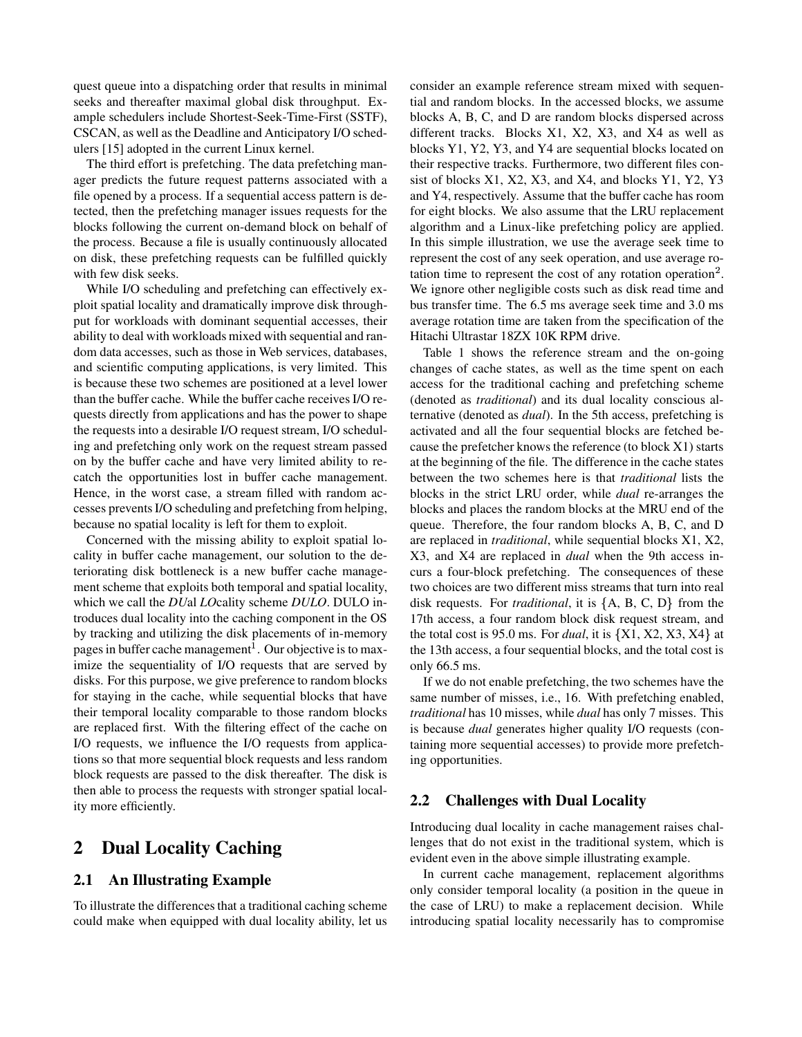quest queue into a dispatching order that results in minimal seeks and thereafter maximal global disk throughput. Example schedulers include Shortest-Seek-Time-First (SSTF), CSCAN, as well as the Deadline and Anticipatory I/O schedulers [15] adopted in the current Linux kernel.

The third effort is prefetching. The data prefetching manager predicts the future request patterns associated with a file opened by a process. If a sequential access pattern is detected, then the prefetching manager issues requests for the blocks following the current on-demand block on behalf of the process. Because a file is usually continuously allocated on disk, these prefetching requests can be fulfilled quickly with few disk seeks.

While I/O scheduling and prefetching can effectively exploit spatial locality and dramatically improve disk throughput for workloads with dominant sequential accesses, their ability to deal with workloads mixed with sequential and random data accesses, such as those in Web services, databases, and scientific computing applications, is very limited. This is because these two schemes are positioned at a level lower than the buffer cache. While the buffer cache receives I/O requests directly from applications and has the power to shape the requests into a desirable I/O request stream, I/O scheduling and prefetching only work on the request stream passed on by the buffer cache and have very limited ability to recatch the opportunities lost in buffer cache management. Hence, in the worst case, a stream filled with random accesses prevents I/O scheduling and prefetching from helping, because no spatial locality is left for them to exploit.

Concerned with the missing ability to exploit spatial locality in buffer cache management, our solution to the deteriorating disk bottleneck is a new buffer cache management scheme that exploits both temporal and spatial locality, which we call the *DU*al *LO*cality scheme *DULO*. DULO introduces dual locality into the caching component in the OS by tracking and utilizing the disk placements of in-memory pages in buffer cache management[1]. Our objective is to maximize the sequentiality of I/O requests that are served by disks. For this purpose, we give preference to random blocks for staying in the cache, while sequential blocks that have their temporal locality comparable to those random blocks are replaced first. With the filtering effect of the cache on I/O requests, we influence the I/O requests from applications so that more sequential block requests and less random block requests are passed to the disk thereafter. The disk is then able to process the requests with stronger spatial locality more efficiently.

# 2 Dual Locality Caching

## 2.1 An Illustrating Example

To illustrate the differences that a traditional caching scheme could make when equipped with dual locality ability, let us consider an example reference stream mixed with sequential and random blocks. In the accessed blocks, we assume blocks A, B, C, and D are random blocks dispersed across different tracks. Blocks X1, X2, X3, and X4 as well as blocks Y1, Y2, Y3, and Y4 are sequential blocks located on their respective tracks. Furthermore, two different files consist of blocks X1, X2, X3, and X4, and blocks Y1, Y2, Y3 and Y4, respectively. Assume that the buffer cache has room for eight blocks. We also assume that the LRU replacement algorithm and a Linux-like prefetching policy are applied. In this simple illustration, we use the average seek time to represent the cost of any seek operation, and use average rotation time to represent the cost of any rotation operation[2]. We ignore other negligible costs such as disk read time and bus transfer time. The 6.5 ms average seek time and 3.0 ms average rotation time are taken from the specification of the Hitachi Ultrastar 18ZX 10K RPM drive.

Table 1 shows the reference stream and the on-going changes of cache states, as well as the time spent on each access for the traditional caching and prefetching scheme (denoted as *traditional*) and its dual locality conscious alternative (denoted as *dual*). In the 5th access, prefetching is activated and all the four sequential blocks are fetched because the prefetcher knows the reference (to block X1) starts at the beginning of the file. The difference in the cache states between the two schemes here is that *traditional* lists the blocks in the strict LRU order, while *dual* re-arranges the blocks and places the random blocks at the MRU end of the queue. Therefore, the four random blocks A, B, C, and D are replaced in *traditional*, while sequential blocks X1, X2, X3, and X4 are replaced in *dual* when the 9th access incurs a four-block prefetching. The consequences of these two choices are two different miss streams that turn into real disk requests. For *traditional*, it is {A, B, C, D} from the 17th access, a four random block disk request stream, and the total cost is 95.0 ms. For *dual*, it is {X1, X2, X3, X4} at the 13th access, a four sequential blocks, and the total cost is only 66.5 ms.

If we do not enable prefetching, the two schemes have the same number of misses, i.e., 16. With prefetching enabled, *traditional* has 10 misses, while *dual* has only 7 misses. This is because *dual* generates higher quality I/O requests (containing more sequential accesses) to provide more prefetching opportunities.

## 2.2 Challenges with Dual Locality

Introducing dual locality in cache management raises challenges that do not exist in the traditional system, which is evident even in the above simple illustrating example.

In current cache management, replacement algorithms only consider temporal locality (a position in the queue in the case of LRU) to make a replacement decision. While introducing spatial locality necessarily has to compromise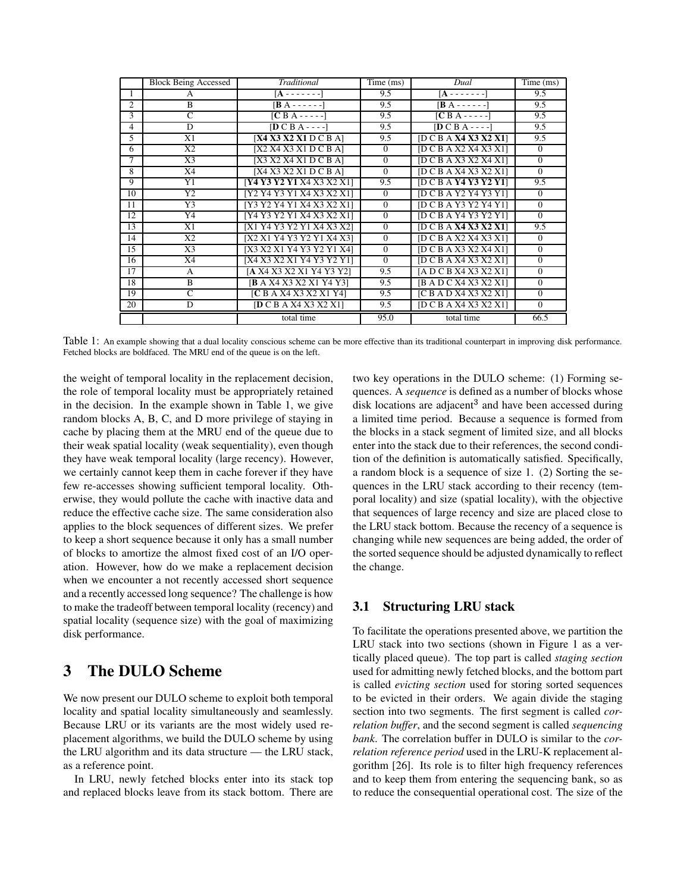| | Block Being Accessed | *Traditional* | Time (ms) | *Dual* | Time (ms) |
|---|---|---|---|---|---|
| 1 | A | [**A** - - - - - - -] | 9.5 | [**A** - - - - - - -] | 9.5 |
| 2 | B | [**B** A - - - - - -] | 9.5 | [**B** A - - - - - -] | 9.5 |
| 3 | C | [**C** B A - - - - -] | 9.5 | [**C** B A - - - - -] | 9.5 |
| 4 | D | [**D** C B A - - - -] | 9.5 | [**D** C B A - - - -] | 9.5 |
| 5 | X1 | [**X4 X3 X2 X1** D C B A] | 9.5 | [D C B A **X4 X3 X2 X1**] | 9.5 |
| 6 | X2 | [X2 X4 X3 X1 D C B A] | 0 | [D C B A X2 X4 X3 X1] | 0 |
| 7 | X3 | [X3 X2 X4 X1 D C B A] | 0 | [D C B A X3 X2 X4 X1] | 0 |
| 8 | X4 | [X4 X3 X2 X1 D C B A] | 0 | [D C B A X4 X3 X2 X1] | 0 |
| 9 | Y1 | [**Y4 Y3 Y2 Y1** X4 X3 X2 X1] | 9.5 | [D C B A **Y4 Y3 Y2 Y1**] | 9.5 |
| 10 | Y2 | [Y2 Y4 Y3 Y1 X4 X3 X2 X1] | 0 | [D C B A Y2 Y4 Y3 Y1] | 0 |
| 11 | Y3 | [Y3 Y2 Y4 Y1 X4 X3 X2 X1] | 0 | [D C B A Y3 Y2 Y4 Y1] | 0 |
| 12 | Y4 | [Y4 Y3 Y2 Y1 X4 X3 X2 X1] | 0 | [D C B A Y4 Y3 Y2 Y1] | 0 |
| 13 | X1 | [X1 Y4 Y3 Y2 Y1 X4 X3 X2] | 0 | [D C B A **X4 X3 X2 X1**] | 9.5 |
| 14 | X2 | [X2 X1 Y4 Y3 Y2 Y1 X4 X3] | 0 | [D C B A X2 X4 X3 X1] | 0 |
| 15 | X3 | [X3 X2 X1 Y4 Y3 Y2 Y1 X4] | 0 | [D C B A X3 X2 X4 X1] | 0 |
| 16 | X4 | [X4 X3 X2 X1 Y4 Y3 Y2 Y1] | 0 | [D C B A X4 X3 X2 X1] | 0 |
| 17 | A | [**A** X4 X3 X2 X1 Y4 Y3 Y2] | 9.5 | [A D C B X4 X3 X2 X1] | 0 |
| 18 | B | [**B** A X4 X3 X2 X1 Y4 Y3] | 9.5 | [B A D C X4 X3 X2 X1] | 0 |
| 19 | C | [**C** B A X4 X3 X2 X1 Y4] | 9.5 | [C B A D X4 X3 X2 X1] | 0 |
| 20 | D | [**D** C B A X4 X3 X2 X1] | 9.5 | [D C B A X4 X3 X2 X1] | 0 |
| | | total time | 95.0 | total time | 66.5 |

Table 1: An example showing that a dual locality conscious scheme can be more effective than its traditional counterpart in improving disk performance. Fetched blocks are boldfaced. The MRU end of the queue is on the left.

the weight of temporal locality in the replacement decision, the role of temporal locality must be appropriately retained in the decision. In the example shown in Table 1, we give random blocks A, B, C, and D more privilege of staying in cache by placing them at the MRU end of the queue due to their weak spatial locality (weak sequentiality), even though they have weak temporal locality (large recency). However, we certainly cannot keep them in cache forever if they have few re-accesses showing sufficient temporal locality. Otherwise, they would pollute the cache with inactive data and reduce the effective cache size. The same consideration also applies to the block sequences of different sizes. We prefer to keep a short sequence because it only has a small number of blocks to amortize the almost fixed cost of an I/O operation. However, how do we make a replacement decision when we encounter a not recently accessed short sequence and a recently accessed long sequence? The challenge is how to make the tradeoff between temporal locality (recency) and spatial locality (sequence size) with the goal of maximizing disk performance.

# 3 The DULO Scheme

We now present our DULO scheme to exploit both temporal locality and spatial locality simultaneously and seamlessly. Because LRU or its variants are the most widely used replacement algorithms, we build the DULO scheme by using the LRU algorithm and its data structure — the LRU stack, as a reference point.

In LRU, newly fetched blocks enter into its stack top and replaced blocks leave from its stack bottom. There are two key operations in the DULO scheme: (1) Forming sequences. A *sequence* is defined as a number of blocks whose disk locations are adjacent[3] and have been accessed during a limited time period. Because a sequence is formed from the blocks in a stack segment of limited size, and all blocks enter into the stack due to their references, the second condition of the definition is automatically satisfied. Specifically, a random block is a sequence of size 1. (2) Sorting the sequences in the LRU stack according to their recency (temporal locality) and size (spatial locality), with the objective that sequences of large recency and size are placed close to the LRU stack bottom. Because the recency of a sequence is changing while new sequences are being added, the order of the sorted sequence should be adjusted dynamically to reflect the change.

## 3.1 Structuring LRU stack

To facilitate the operations presented above, we partition the LRU stack into two sections (shown in Figure 1 as a vertically placed queue). The top part is called *staging section* used for admitting newly fetched blocks, and the bottom part is called *evicting section* used for storing sorted sequences to be evicted in their orders. We again divide the staging section into two segments. The first segment is called *correlation buffer*, and the second segment is called *sequencing bank*. The correlation buffer in DULO is similar to the *correlation reference period* used in the LRU-K replacement algorithm [26]. Its role is to filter high frequency references and to keep them from entering the sequencing bank, so as to reduce the consequential operational cost. The size of the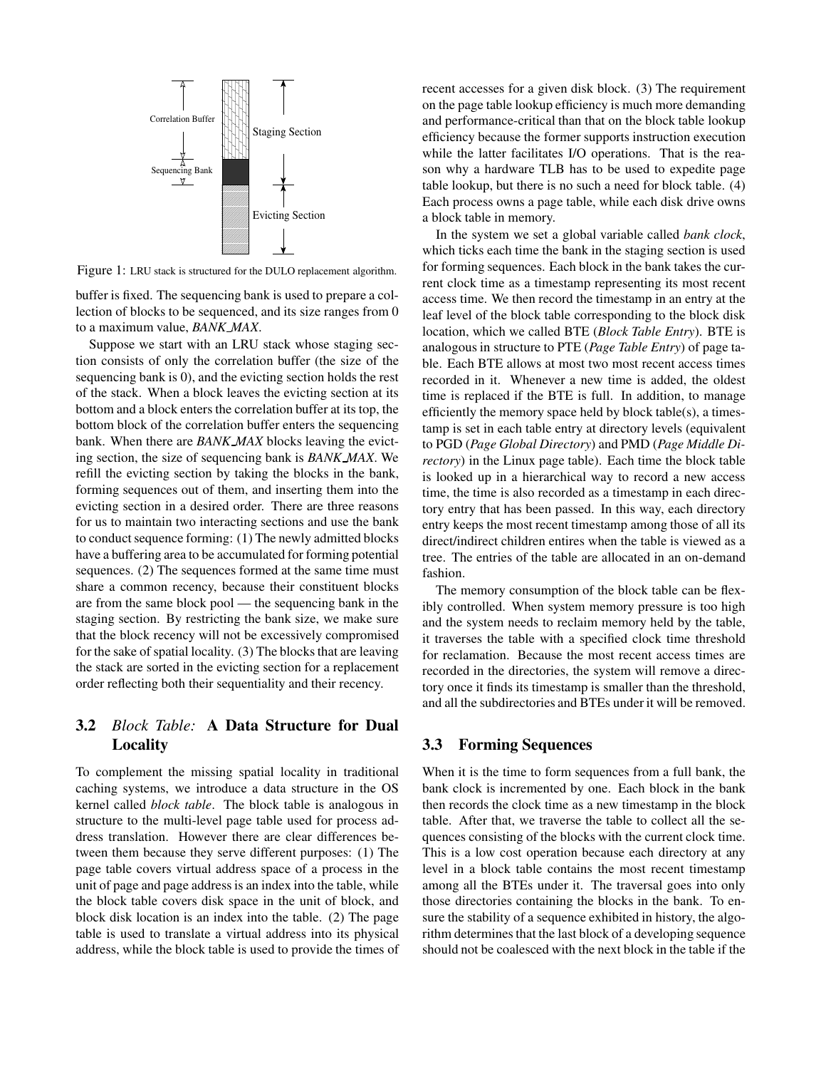Correlation Buffer

Sequencing Bank

Staging Section

Evicting Section

Figure 1: LRU stack is structured for the DULO replacement algorithm.

buffer is fixed. The sequencing bank is used to prepare a collection of blocks to be sequenced, and its size ranges from 0 to a maximum value, *BANK_MAX*.

Suppose we start with an LRU stack whose staging section consists of only the correlation buffer (the size of the sequencing bank is 0), and the evicting section holds the rest of the stack. When a block leaves the evicting section at its bottom and a block enters the correlation buffer at its top, the bottom block of the correlation buffer enters the sequencing bank. When there are *BANK_MAX* blocks leaving the evicting section, the size of sequencing bank is *BANK_MAX*. We refill the evicting section by taking the blocks in the bank, forming sequences out of them, and inserting them into the evicting section in a desired order. There are three reasons for us to maintain two interacting sections and use the bank to conduct sequence forming: (1) The newly admitted blocks have a buffering area to be accumulated for forming potential sequences. (2) The sequences formed at the same time must share a common recency, because their constituent blocks are from the same block pool — the sequencing bank in the staging section. By restricting the bank size, we make sure that the block recency will not be excessively compromised for the sake of spatial locality. (3) The blocks that are leaving the stack are sorted in the evicting section for a replacement order reflecting both their sequentiality and their recency.

## 3.2 *Block Table:* A Data Structure for Dual Locality

To complement the missing spatial locality in traditional caching systems, we introduce a data structure in the OS kernel called *block table*. The block table is analogous in structure to the multi-level page table used for process address translation. However there are clear differences between them because they serve different purposes: (1) The page table covers virtual address space of a process in the unit of page and page address is an index into the table, while the block table covers disk space in the unit of block, and block disk location is an index into the table. (2) The page table is used to translate a virtual address into its physical address, while the block table is used to provide the times of recent accesses for a given disk block. (3) The requirement on the page table lookup efficiency is much more demanding and performance-critical than that on the block table lookup efficiency because the former supports instruction execution while the latter facilitates I/O operations. That is the reason why a hardware TLB has to be used to expedite page table lookup, but there is no such a need for block table. (4) Each process owns a page table, while each disk drive owns a block table in memory.

In the system we set a global variable called *bank clock*, which ticks each time the bank in the staging section is used for forming sequences. Each block in the bank takes the current clock time as a timestamp representing its most recent access time. We then record the timestamp in an entry at the leaf level of the block table corresponding to the block disk location, which we called BTE (*Block Table Entry*). BTE is analogous in structure to PTE (*Page Table Entry*) of page table. Each BTE allows at most two most recent access times recorded in it. Whenever a new time is added, the oldest time is replaced if the BTE is full. In addition, to manage efficiently the memory space held by block table(s), a timestamp is set in each table entry at directory levels (equivalent to PGD (*Page Global Directory*) and PMD (*Page Middle Directory*) in the Linux page table). Each time the block table is looked up in a hierarchical way to record a new access time, the time is also recorded as a timestamp in each directory entry that has been passed. In this way, each directory entry keeps the most recent timestamp among those of all its direct/indirect children entires when the table is viewed as a tree. The entries of the table are allocated in an on-demand fashion.

The memory consumption of the block table can be flexibly controlled. When system memory pressure is too high and the system needs to reclaim memory held by the table, it traverses the table with a specified clock time threshold for reclamation. Because the most recent access times are recorded in the directories, the system will remove a directory once it finds its timestamp is smaller than the threshold, and all the subdirectories and BTEs under it will be removed.

## 3.3 Forming Sequences

When it is the time to form sequences from a full bank, the bank clock is incremented by one. Each block in the bank then records the clock time as a new timestamp in the block table. After that, we traverse the table to collect all the sequences consisting of the blocks with the current clock time. This is a low cost operation because each directory at any level in a block table contains the most recent timestamp among all the BTEs under it. The traversal goes into only those directories containing the blocks in the bank. To ensure the stability of a sequence exhibited in history, the algorithm determines that the last block of a developing sequence should not be coalesced with the next block in the table if the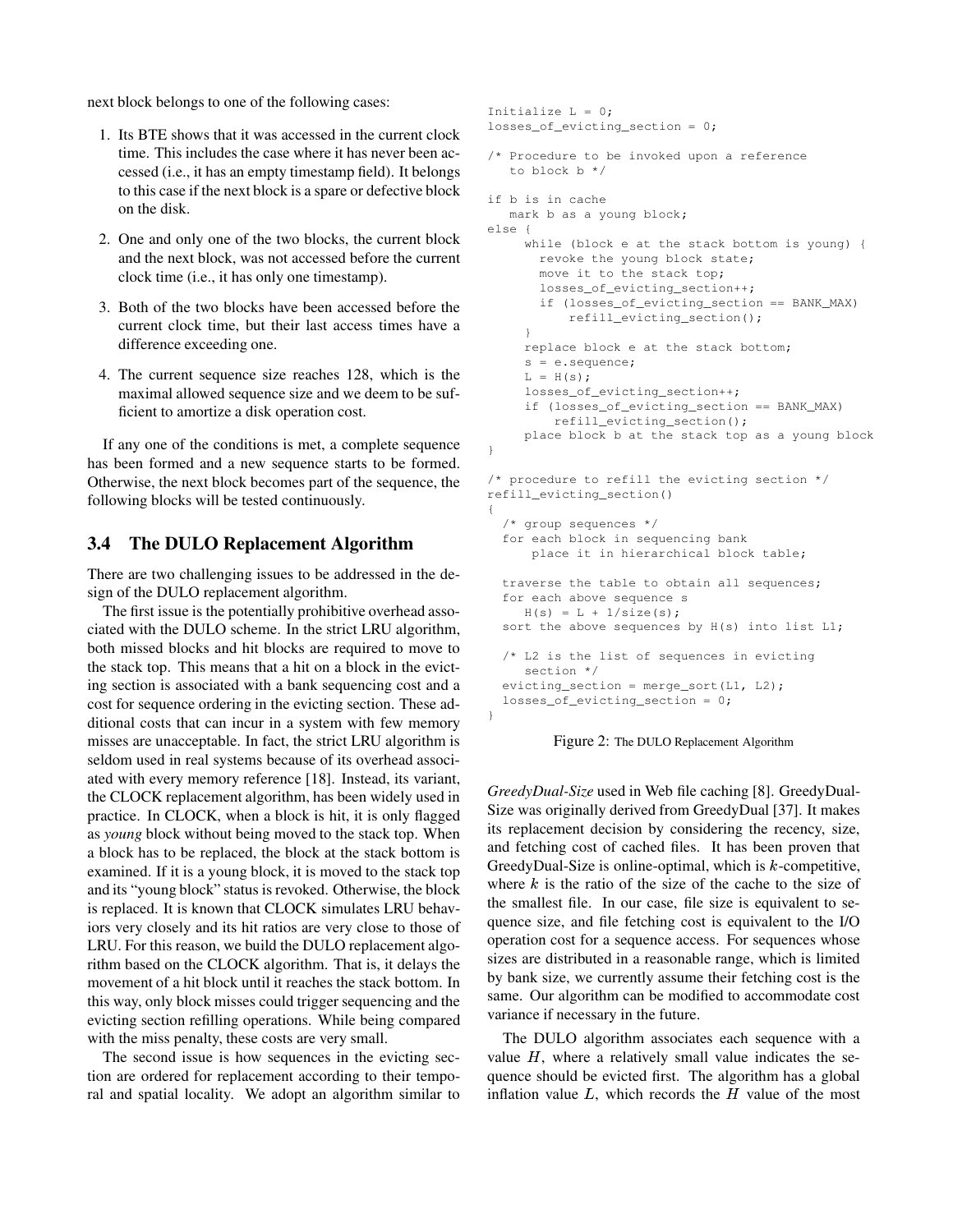next block belongs to one of the following cases:

1. Its BTE shows that it was accessed in the current clock time. This includes the case where it has never been accessed (i.e., it has an empty timestamp field). It belongs to this case if the next block is a spare or defective block on the disk.
2. One and only one of the two blocks, the current block and the next block, was not accessed before the current clock time (i.e., it has only one timestamp).
3. Both of the two blocks have been accessed before the current clock time, but their last access times have a difference exceeding one.
4. The current sequence size reaches 128, which is the maximal allowed sequence size and we deem to be sufficient to amortize a disk operation cost.

If any one of the conditions is met, a complete sequence has been formed and a new sequence starts to be formed. Otherwise, the next block becomes part of the sequence, the following blocks will be tested continuously.

### 3.4 The DULO Replacement Algorithm

There are two challenging issues to be addressed in the design of the DULO replacement algorithm.

The first issue is the potentially prohibitive overhead associated with the DULO scheme. In the strict LRU algorithm, both missed blocks and hit blocks are required to move to the stack top. This means that a hit on a block in the evicting section is associated with a bank sequencing cost and a cost for sequence ordering in the evicting section. These additional costs that can incur in a system with few memory misses are unacceptable. In fact, the strict LRU algorithm is seldom used in real systems because of its overhead associated with every memory reference [18]. Instead, its variant, the CLOCK replacement algorithm, has been widely used in practice. In CLOCK, when a block is hit, it is only flagged as *young* block without being moved to the stack top. When a block has to be replaced, the block at the stack bottom is examined. If it is a young block, it is moved to the stack top and its "young block" status is revoked. Otherwise, the block is replaced. It is known that CLOCK simulates LRU behaviors very closely and its hit ratios are very close to those of LRU. For this reason, we build the DULO replacement algorithm based on the CLOCK algorithm. That is, it delays the movement of a hit block until it reaches the stack bottom. In this way, only block misses could trigger sequencing and the evicting section refilling operations. While being compared with the miss penalty, these costs are very small.

The second issue is how sequences in the evicting section are ordered for replacement according to their temporal and spatial locality. We adopt an algorithm similar to *GreedyDual-Size* used in Web file caching [8]. GreedyDual-Size was originally derived from GreedyDual [37]. It makes its replacement decision by considering the recency, size, and fetching cost of cached files. It has been proven that GreedyDual-Size is online-optimal, which is $k$-competitive, where $k$ is the ratio of the size of the cache to the size of the smallest file. In our case, file size is equivalent to sequence size, and file fetching cost is equivalent to the I/O operation cost for a sequence access. For sequences whose sizes are distributed in a reasonable range, which is limited by bank size, we currently assume their fetching cost is the same. Our algorithm can be modified to accommodate cost variance if necessary in the future.

The DULO algorithm associates each sequence with a value $H$, where a relatively small value indicates the sequence should be evicted first. The algorithm has a global inflation value $L$, which records the $H$ value of the most

```
Initialize L = 0;
losses_of_evicting_section = 0;

/* Procedure to be invoked upon a reference
   to block b */

if b is in cache
   mark b as a young block;
else {
     while (block e at the stack bottom is young) {
       revoke the young block state;
       move it to the stack top;
       losses_of_evicting_section++;
       if (losses_of_evicting_section == BANK_MAX)
           refill_evicting_section();
     }
     replace block e at the stack bottom;
     s = e.sequence;
     L = H(s);
     losses_of_evicting_section++;
     if (losses_of_evicting_section == BANK_MAX)
         refill_evicting_section();
     place block b at the stack top as a young block
}

/* procedure to refill the evicting section */
refill_evicting_section()
{
  /* group sequences */
  for each block in sequencing bank
      place it in hierarchical block table;

  traverse the table to obtain all sequences;
  for each above sequence s
     H(s) = L + 1/size(s);
  sort the above sequences by H(s) into list L1;

  /* L2 is the list of sequences in evicting
     section */
  evicting_section = merge_sort(L1, L2);
  losses_of_evicting_section = 0;
}
```

Figure 2: The DULO Replacement Algorithm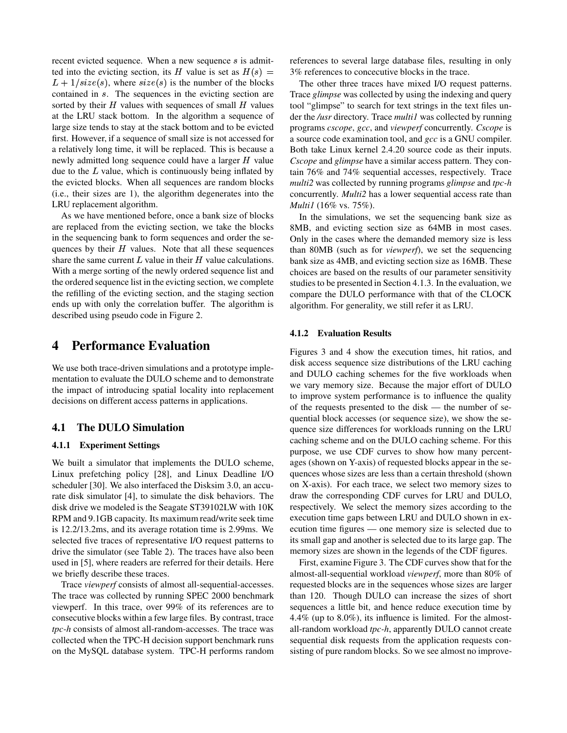recent evicted sequence. When a new sequence $s$ is admitted into the evicting section, its $H$ value is set as $H(s) = L + 1/size(s)$, where $size(s)$ is the number of the blocks contained in $s$. The sequences in the evicting section are sorted by their $H$ values with sequences of small $H$ values at the LRU stack bottom. In the algorithm a sequence of large size tends to stay at the stack bottom and to be evicted first. However, if a sequence of small size is not accessed for a relatively long time, it will be replaced. This is because a newly admitted long sequence could have a larger $H$ value due to the $L$ value, which is continuously being inflated by the evicted blocks. When all sequences are random blocks (i.e., their sizes are 1), the algorithm degenerates into the LRU replacement algorithm.

As we have mentioned before, once a bank size of blocks are replaced from the evicting section, we take the blocks in the sequencing bank to form sequences and order the sequences by their $H$ values. Note that all these sequences share the same current $L$ value in their $H$ value calculations. With a merge sorting of the newly ordered sequence list and the ordered sequence list in the evicting section, we complete the refilling of the evicting section, and the staging section ends up with only the correlation buffer. The algorithm is described using pseudo code in Figure 2.

# 4 Performance Evaluation

We use both trace-driven simulations and a prototype implementation to evaluate the DULO scheme and to demonstrate the impact of introducing spatial locality into replacement decisions on different access patterns in applications.

## 4.1 The DULO Simulation

### 4.1.1 Experiment Settings

We built a simulator that implements the DULO scheme, Linux prefetching policy [28], and Linux Deadline I/O scheduler [30]. We also interfaced the Disksim 3.0, an accurate disk simulator [4], to simulate the disk behaviors. The disk drive we modeled is the Seagate ST39102LW with 10K RPM and 9.1GB capacity. Its maximum read/write seek time is 12.2/13.2ms, and its average rotation time is 2.99ms. We selected five traces of representative I/O request patterns to drive the simulator (see Table 2). The traces have also been used in [5], where readers are referred for their details. Here we briefly describe these traces.

Trace *viewperf* consists of almost all-sequential-accesses. The trace was collected by running SPEC 2000 benchmark viewperf. In this trace, over 99% of its references are to consecutive blocks within a few large files. By contrast, trace *tpc-h* consists of almost all-random-accesses. The trace was collected when the TPC-H decision support benchmark runs on the MySQL database system. TPC-H performs random references to several large database files, resulting in only 3% references to concecutive blocks in the trace.

The other three traces have mixed I/O request patterns. Trace *glimpse* was collected by using the indexing and query tool "glimpse" to search for text strings in the text files under the */usr* directory. Trace *multi1* was collected by running programs *cscope*, *gcc*, and *viewperf* concurrently. *Cscope* is a source code examination tool, and *gcc* is a GNU compiler. Both take Linux kernel 2.4.20 source code as their inputs. *Cscope* and *glimpse* have a similar access pattern. They contain 76% and 74% sequential accesses, respectively. Trace *multi2* was collected by running programs *glimpse* and *tpc-h* concurrently. *Multi2* has a lower sequential access rate than *Multi1* (16% vs. 75%).

In the simulations, we set the sequencing bank size as 8MB, and evicting section size as 64MB in most cases. Only in the cases where the demanded memory size is less than 80MB (such as for *viewperf*), we set the sequencing bank size as 4MB, and evicting section size as 16MB. These choices are based on the results of our parameter sensitivity studies to be presented in Section 4.1.3. In the evaluation, we compare the DULO performance with that of the CLOCK algorithm. For generality, we still refer it as LRU.

### 4.1.2 Evaluation Results

Figures 3 and 4 show the execution times, hit ratios, and disk access sequence size distributions of the LRU caching and DULO caching schemes for the five workloads when we vary memory size. Because the major effort of DULO to improve system performance is to influence the quality of the requests presented to the disk — the number of sequential block accesses (or sequence size), we show the sequence size differences for workloads running on the LRU caching scheme and on the DULO caching scheme. For this purpose, we use CDF curves to show how many percentages (shown on Y-axis) of requested blocks appear in the sequences whose sizes are less than a certain threshold (shown on X-axis). For each trace, we select two memory sizes to draw the corresponding CDF curves for LRU and DULO, respectively. We select the memory sizes according to the execution time gaps between LRU and DULO shown in execution time figures — one memory size is selected due to its small gap and another is selected due to its large gap. The memory sizes are shown in the legends of the CDF figures.

First, examine Figure 3. The CDF curves show that for the almost-all-sequential workload *viewperf*, more than 80% of requested blocks are in the sequences whose sizes are larger than 120. Though DULO can increase the sizes of short sequences a little bit, and hence reduce execution time by 4.4% (up to 8.0%), its influence is limited. For the almost-all-random workload *tpc-h*, apparently DULO cannot create sequential disk requests from the application requests consisting of pure random blocks. So we see almost no improve-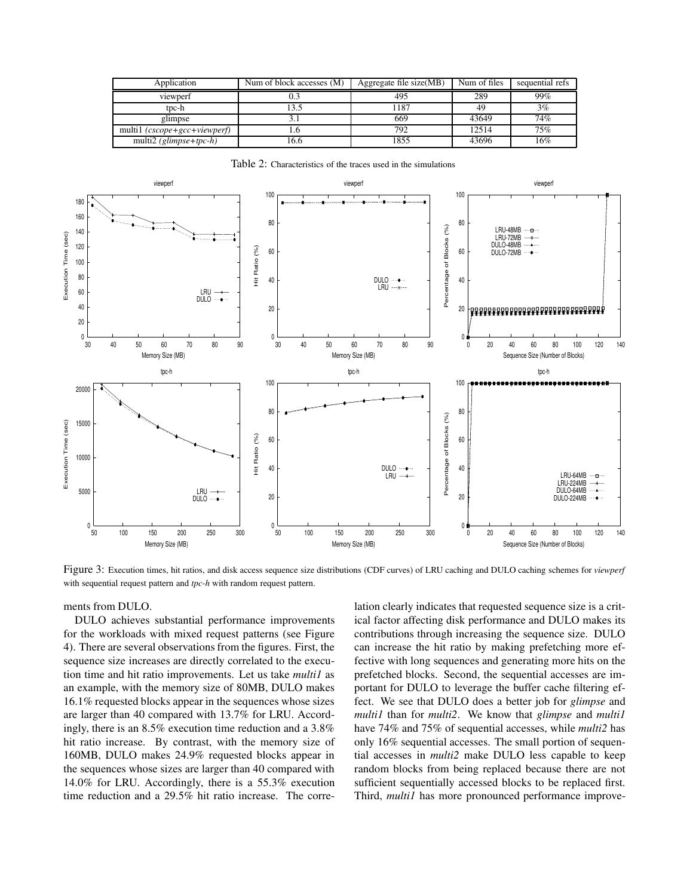| Application | Num of block accesses (M) | Aggregate file size(MB) | Num of files | sequential refs |
|---|---|---|---|---|
| viewperf | 0.3 | 495 | 289 | 99% |
| tpc-h | 13.5 | 1187 | 49 | 3% |
| glimpse | 3.1 | 669 | 43649 | 74% |
| multi1 *(cscope+gcc+viewperf)* | 1.6 | 792 | 12514 | 75% |
| multi2 *(glimpse+tpc-h)* | 16.6 | 1855 | 43696 | 16% |

Table 2: Characteristics of the traces used in the simulations

Figure 3: Execution times, hit ratios, and disk access sequence size distributions (CDF curves) of LRU caching and DULO caching schemes for *viewperf* with sequential request pattern and *tpc-h* with random request pattern.

ments from DULO.

DULO achieves substantial performance improvements for the workloads with mixed request patterns (see Figure 4). There are several observations from the figures. First, the sequence size increases are directly correlated to the execution time and hit ratio improvements. Let us take *multi1* as an example, with the memory size of 80MB, DULO makes 16.1% requested blocks appear in the sequences whose sizes are larger than 40 compared with 13.7% for LRU. Accordingly, there is an 8.5% execution time reduction and a 3.8% hit ratio increase. By contrast, with the memory size of 160MB, DULO makes 24.9% requested blocks appear in the sequences whose sizes are larger than 40 compared with 14.0% for LRU. Accordingly, there is a 55.3% execution time reduction and a 29.5% hit ratio increase. The correlation clearly indicates that requested sequence size is a critical factor affecting disk performance and DULO makes its contributions through increasing the sequence size. DULO can increase the hit ratio by making prefetching more effective with long sequences and generating more hits on the prefetched blocks. Second, the sequential accesses are important for DULO to leverage the buffer cache filtering effect. We see that DULO does a better job for *glimpse* and *multi1* than for *multi2*. We know that *glimpse* and *multi1* have 74% and 75% of sequential accesses, while *multi2* has only 16% sequential accesses. The small portion of sequential accesses in *multi2* make DULO less capable to keep random blocks from being replaced because there are not sufficient sequentially accessed blocks to be replaced first. Third, *multi1* has more pronounced performance improve-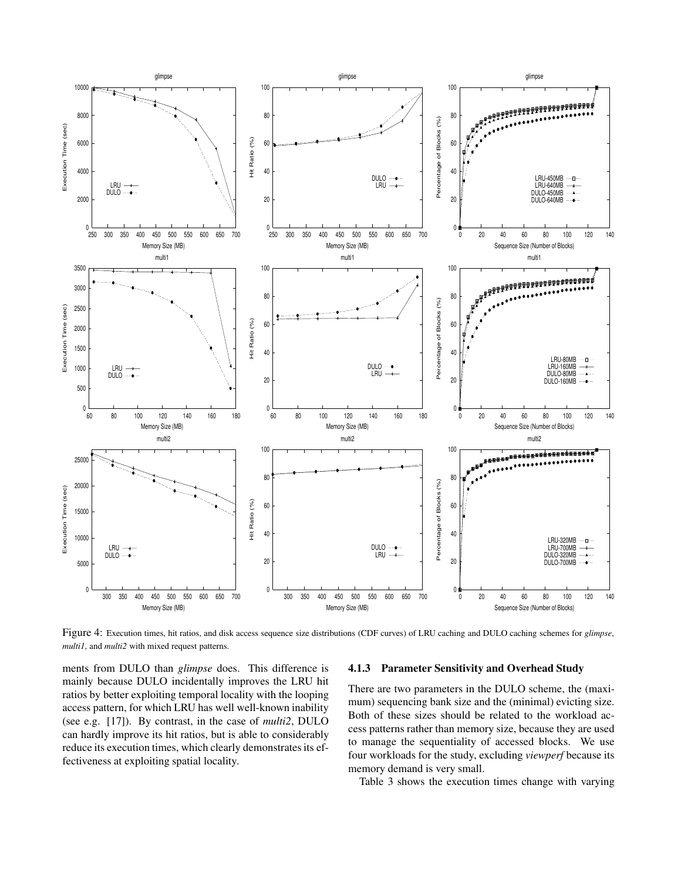Figure 4: Execution times, hit ratios, and disk access sequence size distributions (CDF curves) of LRU caching and DULO caching schemes for *glimpse*, *multi1*, and *multi2* with mixed request patterns.

ments from DULO than *glimpse* does. This difference is mainly because DULO incidentally improves the LRU hit ratios by better exploiting temporal locality with the looping access pattern, for which LRU has well well-known inability (see e.g. [17]). By contrast, in the case of *multi2*, DULO can hardly improve its hit ratios, but is able to considerably reduce its execution times, which clearly demonstrates its effectiveness at exploiting spatial locality.

#### 4.1.3 Parameter Sensitivity and Overhead Study

There are two parameters in the DULO scheme, the (maximum) sequencing bank size and the (minimal) evicting size. Both of these sizes should be related to the workload access patterns rather than memory size, because they are used to manage the sequentiality of accessed blocks. We use four workloads for the study, excluding *viewperf* because its memory demand is very small.

Table 3 shows the execution times change with varying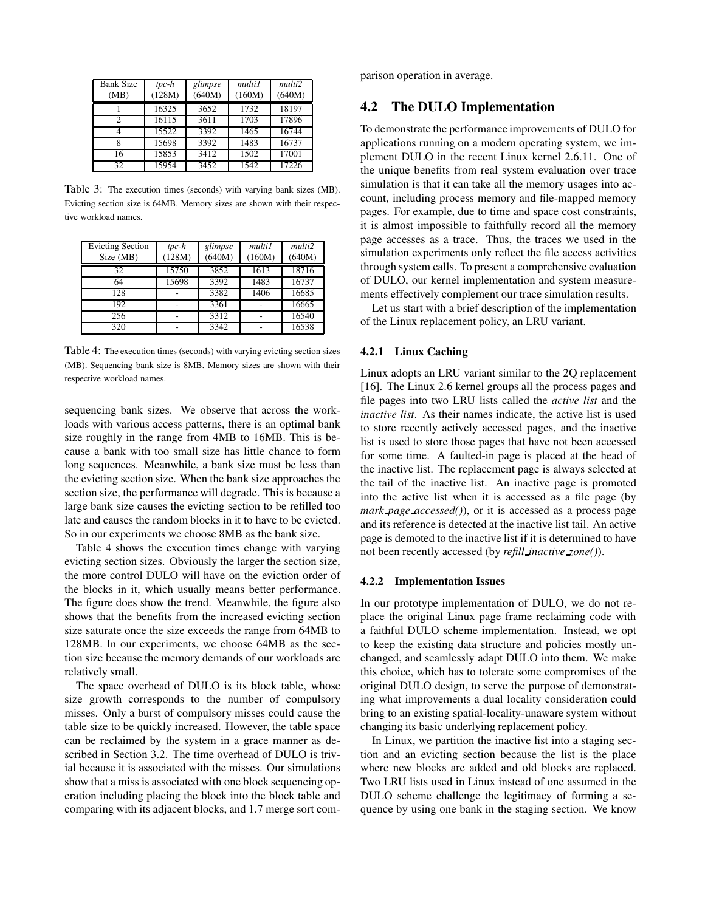| Bank Size (MB) | *tpc-h* (128M) | *glimpse* (640M) | *multi1* (160M) | *multi2* (640M) |
|---|---|---|---|---|
| 1 | 16325 | 3652 | 1732 | 18197 |
| 2 | 16115 | 3611 | 1703 | 17896 |
| 4 | 15522 | 3392 | 1465 | 16744 |
| 8 | 15698 | 3392 | 1483 | 16737 |
| 16 | 15853 | 3412 | 1502 | 17001 |
| 32 | 15954 | 3452 | 1542 | 17226 |

Table 3: The execution times (seconds) with varying bank sizes (MB). Evicting section size is 64MB. Memory sizes are shown with their respective workload names.

| Evicting Section Size (MB) | *tpc-h* (128M) | *glimpse* (640M) | *multi1* (160M) | *multi2* (640M) |
|---|---|---|---|---|
| 32 | 15750 | 3852 | 1613 | 18716 |
| 64 | 15698 | 3392 | 1483 | 16737 |
| 128 | - | 3382 | 1406 | 16685 |
| 192 | - | 3361 | - | 16665 |
| 256 | - | 3312 | - | 16540 |
| 320 | - | 3342 | - | 16538 |

Table 4: The execution times (seconds) with varying evicting section sizes (MB). Sequencing bank size is 8MB. Memory sizes are shown with their respective workload names.

sequencing bank sizes. We observe that across the workloads with various access patterns, there is an optimal bank size roughly in the range from 4MB to 16MB. This is because a bank with too small size has little chance to form long sequences. Meanwhile, a bank size must be less than the evicting section size. When the bank size approaches the section size, the performance will degrade. This is because a large bank size causes the evicting section to be refilled too late and causes the random blocks in it to have to be evicted. So in our experiments we choose 8MB as the bank size.

Table 4 shows the execution times change with varying evicting section sizes. Obviously the larger the section size, the more control DULO will have on the eviction order of the blocks in it, which usually means better performance. The figure does show the trend. Meanwhile, the figure also shows that the benefits from the increased evicting section size saturate once the size exceeds the range from 64MB to 128MB. In our experiments, we choose 64MB as the section size because the memory demands of our workloads are relatively small.

The space overhead of DULO is its block table, whose size growth corresponds to the number of compulsory misses. Only a burst of compulsory misses could cause the table size to be quickly increased. However, the table space can be reclaimed by the system in a grace manner as described in Section 3.2. The time overhead of DULO is trivial because it is associated with the misses. Our simulations show that a miss is associated with one block sequencing operation including placing the block into the block table and comparing with its adjacent blocks, and 1.7 merge sort comparison operation in average.

## 4.2 The DULO Implementation

To demonstrate the performance improvements of DULO for applications running on a modern operating system, we implement DULO in the recent Linux kernel 2.6.11. One of the unique benefits from real system evaluation over trace simulation is that it can take all the memory usages into account, including process memory and file-mapped memory pages. For example, due to time and space cost constraints, it is almost impossible to faithfully record all the memory page accesses as a trace. Thus, the traces we used in the simulation experiments only reflect the file access activities through system calls. To present a comprehensive evaluation of DULO, our kernel implementation and system measurements effectively complement our trace simulation results.

Let us start with a brief description of the implementation of the Linux replacement policy, an LRU variant.

### 4.2.1 Linux Caching

Linux adopts an LRU variant similar to the 2Q replacement [16]. The Linux 2.6 kernel groups all the process pages and file pages into two LRU lists called the *active list* and the *inactive list*. As their names indicate, the active list is used to store recently actively accessed pages, and the inactive list is used to store those pages that have not been accessed for some time. A faulted-in page is placed at the head of the inactive list. The replacement page is always selected at the tail of the inactive list. An inactive page is promoted into the active list when it is accessed as a file page (by *mark_page_accessed()*), or it is accessed as a process page and its reference is detected at the inactive list tail. An active page is demoted to the inactive list if it is determined to have not been recently accessed (by *refill_inactive_zone()*).

### 4.2.2 Implementation Issues

In our prototype implementation of DULO, we do not replace the original Linux page frame reclaiming code with a faithful DULO scheme implementation. Instead, we opt to keep the existing data structure and policies mostly unchanged, and seamlessly adapt DULO into them. We make this choice, which has to tolerate some compromises of the original DULO design, to serve the purpose of demonstrating what improvements a dual locality consideration could bring to an existing spatial-locality-unaware system without changing its basic underlying replacement policy.

In Linux, we partition the inactive list into a staging section and an evicting section because the list is the place where new blocks are added and old blocks are replaced. Two LRU lists used in Linux instead of one assumed in the DULO scheme challenge the legitimacy of forming a sequence by using one bank in the staging section. We know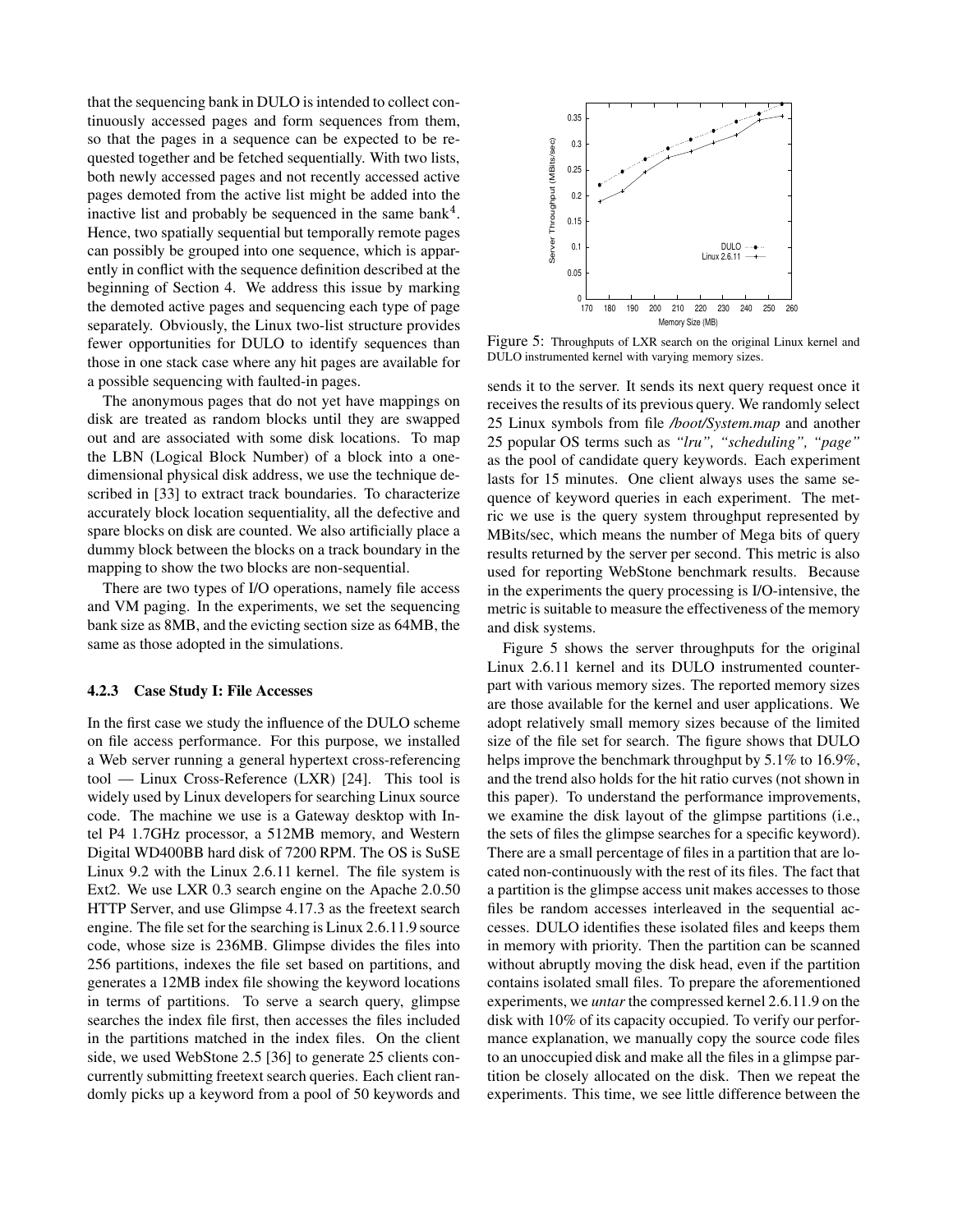that the sequencing bank in DULO is intended to collect continuously accessed pages and form sequences from them, so that the pages in a sequence can be expected to be requested together and be fetched sequentially. With two lists, both newly accessed pages and not recently accessed active pages demoted from the active list might be added into the inactive list and probably be sequenced in the same bank[4]. Hence, two spatially sequential but temporally remote pages can possibly be grouped into one sequence, which is apparently in conflict with the sequence definition described at the beginning of Section 4. We address this issue by marking the demoted active pages and sequencing each type of page separately. Obviously, the Linux two-list structure provides fewer opportunities for DULO to identify sequences than those in one stack case where any hit pages are available for a possible sequencing with faulted-in pages.

The anonymous pages that do not yet have mappings on disk are treated as random blocks until they are swapped out and are associated with some disk locations. To map the LBN (Logical Block Number) of a block into a one-dimensional physical disk address, we use the technique described in [33] to extract track boundaries. To characterize accurately block location sequentiality, all the defective and spare blocks on disk are counted. We also artificially place a dummy block between the blocks on a track boundary in the mapping to show the two blocks are non-sequential.

There are two types of I/O operations, namely file access and VM paging. In the experiments, we set the sequencing bank size as 8MB, and the evicting section size as 64MB, the same as those adopted in the simulations.

### 4.2.3 Case Study I: File Accesses

In the first case we study the influence of the DULO scheme on file access performance. For this purpose, we installed a Web server running a general hypertext cross-referencing tool — Linux Cross-Reference (LXR) [24]. This tool is widely used by Linux developers for searching Linux source code. The machine we use is a Gateway desktop with Intel P4 1.7GHz processor, a 512MB memory, and Western Digital WD400BB hard disk of 7200 RPM. The OS is SuSE Linux 9.2 with the Linux 2.6.11 kernel. The file system is Ext2. We use LXR 0.3 search engine on the Apache 2.0.50 HTTP Server, and use Glimpse 4.17.3 as the freetext search engine. The file set for the searching is Linux 2.6.11.9 source code, whose size is 236MB. Glimpse divides the files into 256 partitions, indexes the file set based on partitions, and generates a 12MB index file showing the keyword locations in terms of partitions. To serve a search query, glimpse searches the index file first, then accesses the files included in the partitions matched in the index files. On the client side, we used WebStone 2.5 [36] to generate 25 clients concurrently submitting freetext search queries. Each client randomly picks up a keyword from a pool of 50 keywords and sends it to the server. It sends its next query request once it receives the results of its previous query. We randomly select 25 Linux symbols from file */boot/System.map* and another 25 popular OS terms such as *"lru", "scheduling", "page"* as the pool of candidate query keywords. Each experiment lasts for 15 minutes. One client always uses the same sequence of keyword queries in each experiment. The metric we use is the query system throughput represented by MBits/sec, which means the number of Mega bits of query results returned by the server per second. This metric is also used for reporting WebStone benchmark results. Because in the experiments the query processing is I/O-intensive, the metric is suitable to measure the effectiveness of the memory and disk systems.

Figure 5: Throughputs of LXR search on the original Linux kernel and DULO instrumented kernel with varying memory sizes.

Figure 5 shows the server throughputs for the original Linux 2.6.11 kernel and its DULO instrumented counterpart with various memory sizes. The reported memory sizes are those available for the kernel and user applications. We adopt relatively small memory sizes because of the limited size of the file set for search. The figure shows that DULO helps improve the benchmark throughput by 5.1% to 16.9%, and the trend also holds for the hit ratio curves (not shown in this paper). To understand the performance improvements, we examine the disk layout of the glimpse partitions (i.e., the sets of files the glimpse searches for a specific keyword). There are a small percentage of files in a partition that are located non-continuously with the rest of its files. The fact that a partition is the glimpse access unit makes accesses to those files be random accesses interleaved in the sequential accesses. DULO identifies these isolated files and keeps them in memory with priority. Then the partition can be scanned without abruptly moving the disk head, even if the partition contains isolated small files. To prepare the aforementioned experiments, we *untar* the compressed kernel 2.6.11.9 on the disk with 10% of its capacity occupied. To verify our performance explanation, we manually copy the source code files to an unoccupied disk and make all the files in a glimpse partition be closely allocated on the disk. Then we repeat the experiments. This time, we see little difference between the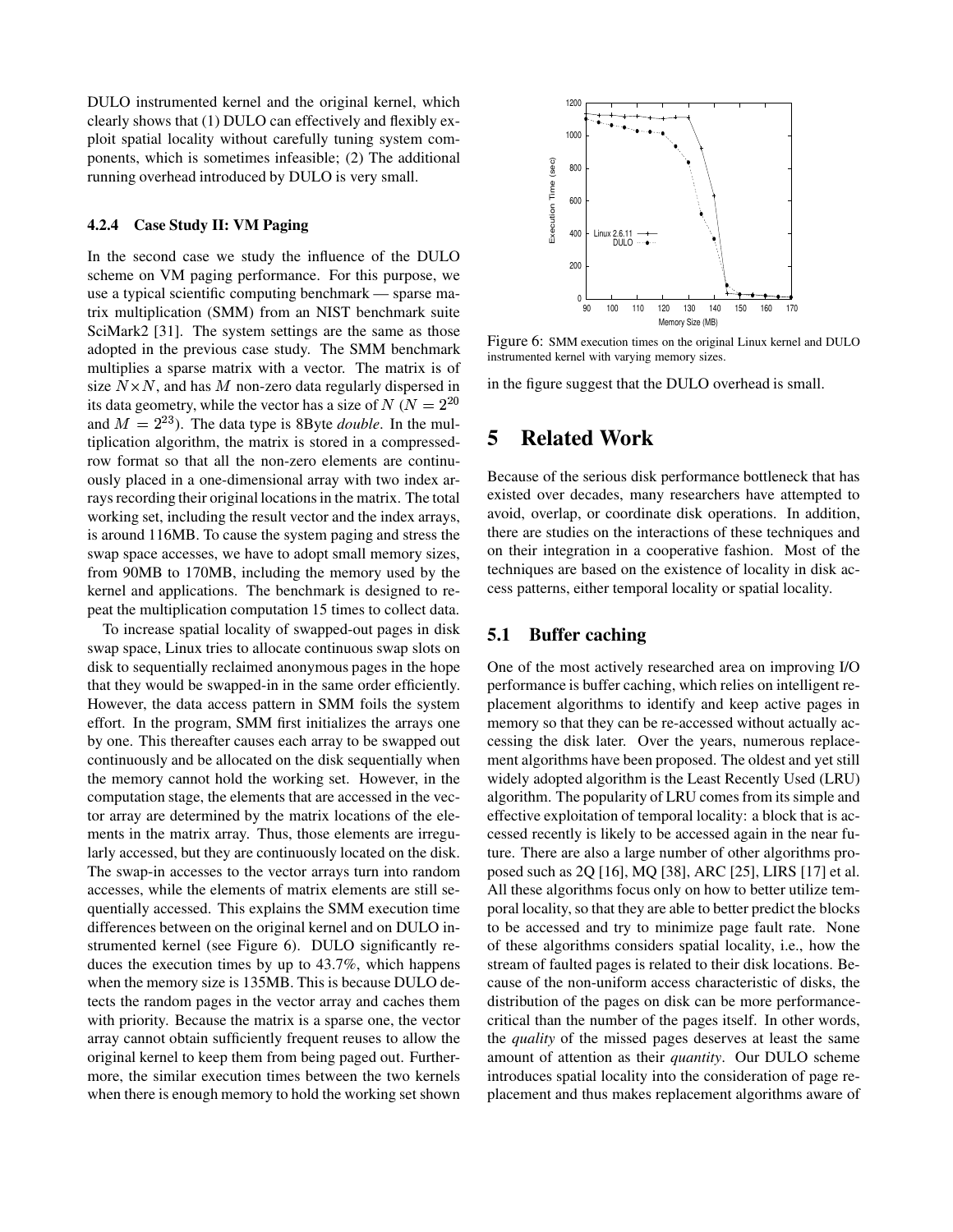DULO instrumented kernel and the original kernel, which clearly shows that (1) DULO can effectively and flexibly exploit spatial locality without carefully tuning system components, which is sometimes infeasible; (2) The additional running overhead introduced by DULO is very small.

#### 4.2.4 Case Study II: VM Paging

In the second case we study the influence of the DULO scheme on VM paging performance. For this purpose, we use a typical scientific computing benchmark — sparse matrix multiplication (SMM) from an NIST benchmark suite SciMark2 [31]. The system settings are the same as those adopted in the previous case study. The SMM benchmark multiplies a sparse matrix with a vector. The matrix is of size $N \times N$, and has $M$ non-zero data regularly dispersed in its data geometry, while the vector has a size of $N$ ($N = 2^{20}$ and $M = 2^{23}$). The data type is 8Byte *double*. In the multiplication algorithm, the matrix is stored in a compressed-row format so that all the non-zero elements are continuously placed in a one-dimensional array with two index arrays recording their original locations in the matrix. The total working set, including the result vector and the index arrays, is around 116MB. To cause the system paging and stress the swap space accesses, we have to adopt small memory sizes, from 90MB to 170MB, including the memory used by the kernel and applications. The benchmark is designed to repeat the multiplication computation 15 times to collect data.

To increase spatial locality of swapped-out pages in disk swap space, Linux tries to allocate continuous swap slots on disk to sequentially reclaimed anonymous pages in the hope that they would be swapped-in in the same order efficiently. However, the data access pattern in SMM foils the system effort. In the program, SMM first initializes the arrays one by one. This thereafter causes each array to be swapped out continuously and be allocated on the disk sequentially when the memory cannot hold the working set. However, in the computation stage, the elements that are accessed in the vector array are determined by the matrix locations of the elements in the matrix array. Thus, those elements are irregularly accessed, but they are continuously located on the disk. The swap-in accesses to the vector arrays turn into random accesses, while the elements of matrix elements are still sequentially accessed. This explains the SMM execution time differences between on the original kernel and on DULO instrumented kernel (see Figure 6). DULO significantly reduces the execution times by up to 43.7%, which happens when the memory size is 135MB. This is because DULO detects the random pages in the vector array and caches them with priority. Because the matrix is a sparse one, the vector array cannot obtain sufficiently frequent reuses to allow the original kernel to keep them from being paged out. Furthermore, the similar execution times between the two kernels when there is enough memory to hold the working set shown in the figure suggest that the DULO overhead is small.

Figure 6: SMM execution times on the original Linux kernel and DULO instrumented kernel with varying memory sizes.

# 5 Related Work

Because of the serious disk performance bottleneck that has existed over decades, many researchers have attempted to avoid, overlap, or coordinate disk operations. In addition, there are studies on the interactions of these techniques and on their integration in a cooperative fashion. Most of the techniques are based on the existence of locality in disk access patterns, either temporal locality or spatial locality.

## 5.1 Buffer caching

One of the most actively researched area on improving I/O performance is buffer caching, which relies on intelligent replacement algorithms to identify and keep active pages in memory so that they can be re-accessed without actually accessing the disk later. Over the years, numerous replacement algorithms have been proposed. The oldest and yet still widely adopted algorithm is the Least Recently Used (LRU) algorithm. The popularity of LRU comes from its simple and effective exploitation of temporal locality: a block that is accessed recently is likely to be accessed again in the near future. There are also a large number of other algorithms proposed such as 2Q [16], MQ [38], ARC [25], LIRS [17] et al. All these algorithms focus only on how to better utilize temporal locality, so that they are able to better predict the blocks to be accessed and try to minimize page fault rate. None of these algorithms considers spatial locality, i.e., how the stream of faulted pages is related to their disk locations. Because of the non-uniform access characteristic of disks, the distribution of the pages on disk can be more performance-critical than the number of the pages itself. In other words, the *quality* of the missed pages deserves at least the same amount of attention as their *quantity*. Our DULO scheme introduces spatial locality into the consideration of page replacement and thus makes replacement algorithms aware of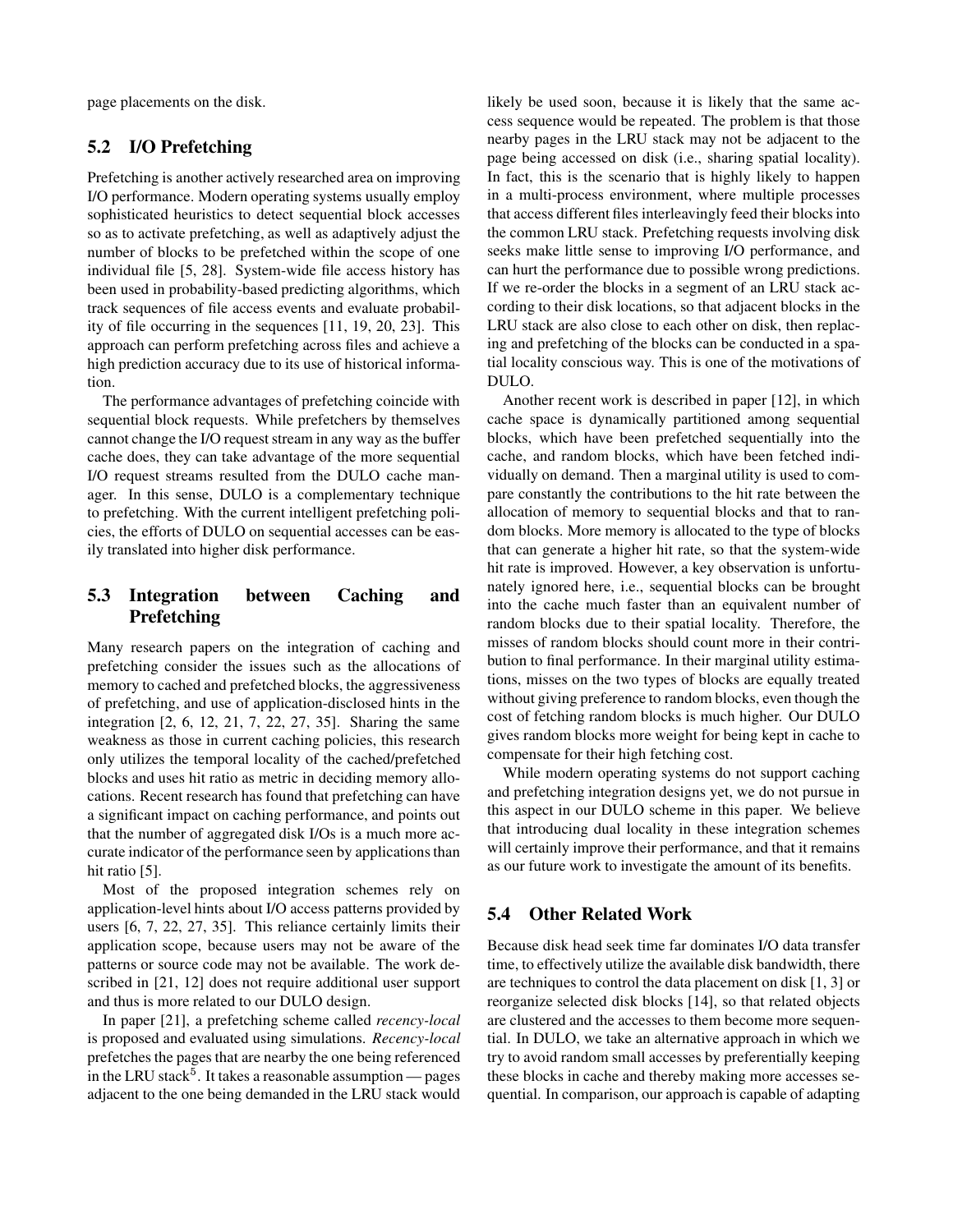page placements on the disk.

### 5.2 I/O Prefetching

Prefetching is another actively researched area on improving I/O performance. Modern operating systems usually employ sophisticated heuristics to detect sequential block accesses so as to activate prefetching, as well as adaptively adjust the number of blocks to be prefetched within the scope of one individual file [5, 28]. System-wide file access history has been used in probability-based predicting algorithms, which track sequences of file access events and evaluate probability of file occurring in the sequences [11, 19, 20, 23]. This approach can perform prefetching across files and achieve a high prediction accuracy due to its use of historical information.

The performance advantages of prefetching coincide with sequential block requests. While prefetchers by themselves cannot change the I/O request stream in any way as the buffer cache does, they can take advantage of the more sequential I/O request streams resulted from the DULO cache manager. In this sense, DULO is a complementary technique to prefetching. With the current intelligent prefetching policies, the efforts of DULO on sequential accesses can be easily translated into higher disk performance.

### 5.3 Integration between Caching and Prefetching

Many research papers on the integration of caching and prefetching consider the issues such as the allocations of memory to cached and prefetched blocks, the aggressiveness of prefetching, and use of application-disclosed hints in the integration [2, 6, 12, 21, 7, 22, 27, 35]. Sharing the same weakness as those in current caching policies, this research only utilizes the temporal locality of the cached/prefetched blocks and uses hit ratio as metric in deciding memory allocations. Recent research has found that prefetching can have a significant impact on caching performance, and points out that the number of aggregated disk I/Os is a much more accurate indicator of the performance seen by applications than hit ratio [5].

Most of the proposed integration schemes rely on application-level hints about I/O access patterns provided by users [6, 7, 22, 27, 35]. This reliance certainly limits their application scope, because users may not be aware of the patterns or source code may not be available. The work described in [21, 12] does not require additional user support and thus is more related to our DULO design.

In paper [21], a prefetching scheme called *recency-local* is proposed and evaluated using simulations. *Recency-local* prefetches the pages that are nearby the one being referenced in the LRU stack[5]. It takes a reasonable assumption — pages adjacent to the one being demanded in the LRU stack would likely be used soon, because it is likely that the same access sequence would be repeated. The problem is that those nearby pages in the LRU stack may not be adjacent to the page being accessed on disk (i.e., sharing spatial locality). In fact, this is the scenario that is highly likely to happen in a multi-process environment, where multiple processes that access different files interleavingly feed their blocks into the common LRU stack. Prefetching requests involving disk seeks make little sense to improving I/O performance, and can hurt the performance due to possible wrong predictions. If we re-order the blocks in a segment of an LRU stack according to their disk locations, so that adjacent blocks in the LRU stack are also close to each other on disk, then replacing and prefetching of the blocks can be conducted in a spatial locality conscious way. This is one of the motivations of DULO.

Another recent work is described in paper [12], in which cache space is dynamically partitioned among sequential blocks, which have been prefetched sequentially into the cache, and random blocks, which have been fetched individually on demand. Then a marginal utility is used to compare constantly the contributions to the hit rate between the allocation of memory to sequential blocks and that to random blocks. More memory is allocated to the type of blocks that can generate a higher hit rate, so that the system-wide hit rate is improved. However, a key observation is unfortunately ignored here, i.e., sequential blocks can be brought into the cache much faster than an equivalent number of random blocks due to their spatial locality. Therefore, the misses of random blocks should count more in their contribution to final performance. In their marginal utility estimations, misses on the two types of blocks are equally treated without giving preference to random blocks, even though the cost of fetching random blocks is much higher. Our DULO gives random blocks more weight for being kept in cache to compensate for their high fetching cost.

While modern operating systems do not support caching and prefetching integration designs yet, we do not pursue in this aspect in our DULO scheme in this paper. We believe that introducing dual locality in these integration schemes will certainly improve their performance, and that it remains as our future work to investigate the amount of its benefits.

### 5.4 Other Related Work

Because disk head seek time far dominates I/O data transfer time, to effectively utilize the available disk bandwidth, there are techniques to control the data placement on disk [1, 3] or reorganize selected disk blocks [14], so that related objects are clustered and the accesses to them become more sequential. In DULO, we take an alternative approach in which we try to avoid random small accesses by preferentially keeping these blocks in cache and thereby making more accesses sequential. In comparison, our approach is capable of adapting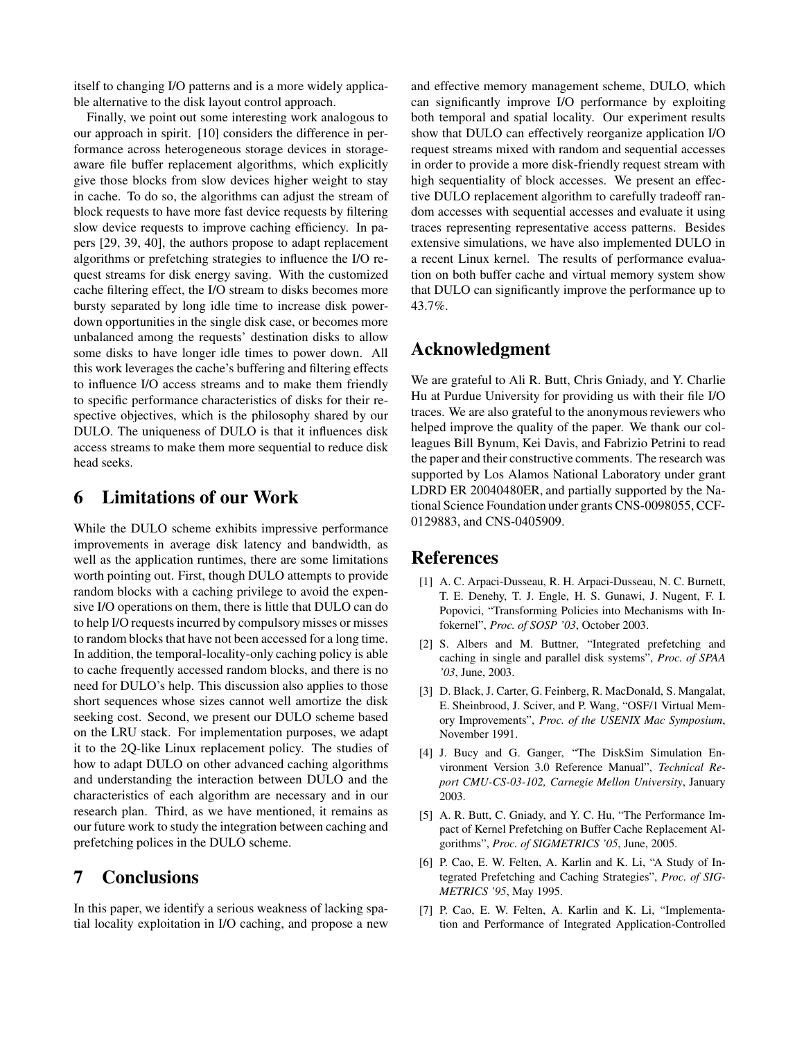itself to changing I/O patterns and is a more widely applicable alternative to the disk layout control approach.

Finally, we point out some interesting work analogous to our approach in spirit. [10] considers the difference in performance across heterogeneous storage devices in storage-aware file buffer replacement algorithms, which explicitly give those blocks from slow devices higher weight to stay in cache. To do so, the algorithms can adjust the stream of block requests to have more fast device requests by filtering slow device requests to improve caching efficiency. In papers [29, 39, 40], the authors propose to adapt replacement algorithms or prefetching strategies to influence the I/O request streams for disk energy saving. With the customized cache filtering effect, the I/O stream to disks becomes more bursty separated by long idle time to increase disk power-down opportunities in the single disk case, or becomes more unbalanced among the requests' destination disks to allow some disks to have longer idle times to power down. All this work leverages the cache's buffering and filtering effects to influence I/O access streams and to make them friendly to specific performance characteristics of disks for their respective objectives, which is the philosophy shared by our DULO. The uniqueness of DULO is that it influences disk access streams to make them more sequential to reduce disk head seeks.

# 6 Limitations of our Work

While the DULO scheme exhibits impressive performance improvements in average disk latency and bandwidth, as well as the application runtimes, there are some limitations worth pointing out. First, though DULO attempts to provide random blocks with a caching privilege to avoid the expensive I/O operations on them, there is little that DULO can do to help I/O requests incurred by compulsory misses or misses to random blocks that have not been accessed for a long time. In addition, the temporal-locality-only caching policy is able to cache frequently accessed random blocks, and there is no need for DULO's help. This discussion also applies to those short sequences whose sizes cannot well amortize the disk seeking cost. Second, we present our DULO scheme based on the LRU stack. For implementation purposes, we adapt it to the 2Q-like Linux replacement policy. The studies of how to adapt DULO on other advanced caching algorithms and understanding the interaction between DULO and the characteristics of each algorithm are necessary and in our research plan. Third, as we have mentioned, it remains as our future work to study the integration between caching and prefetching polices in the DULO scheme.

# 7 Conclusions

In this paper, we identify a serious weakness of lacking spatial locality exploitation in I/O caching, and propose a new and effective memory management scheme, DULO, which can significantly improve I/O performance by exploiting both temporal and spatial locality. Our experiment results show that DULO can effectively reorganize application I/O request streams mixed with random and sequential accesses in order to provide a more disk-friendly request stream with high sequentiality of block accesses. We present an effective DULO replacement algorithm to carefully tradeoff random accesses with sequential accesses and evaluate it using traces representing representative access patterns. Besides extensive simulations, we have also implemented DULO in a recent Linux kernel. The results of performance evaluation on both buffer cache and virtual memory system show that DULO can significantly improve the performance up to 43.7%.

# Acknowledgment

We are grateful to Ali R. Butt, Chris Gniady, and Y. Charlie Hu at Purdue University for providing us with their file I/O traces. We are also grateful to the anonymous reviewers who helped improve the quality of the paper. We thank our colleagues Bill Bynum, Kei Davis, and Fabrizio Petrini to read the paper and their constructive comments. The research was supported by Los Alamos National Laboratory under grant LDRD ER 20040480ER, and partially supported by the National Science Foundation under grants CNS-0098055, CCF-0129883, and CNS-0405909.

# References

[1] A. C. Arpaci-Dusseau, R. H. Arpaci-Dusseau, N. C. Burnett, T. E. Denehy, T. J. Engle, H. S. Gunawi, J. Nugent, F. I. Popovici, "Transforming Policies into Mechanisms with Infokernel", *Proc. of SOSP '03*, October 2003.

[2] S. Albers and M. Buttner, "Integrated prefetching and caching in single and parallel disk systems", *Proc. of SPAA '03*, June, 2003.

[3] D. Black, J. Carter, G. Feinberg, R. MacDonald, S. Mangalat, E. Sheinbrood, J. Sciver, and P. Wang, "OSF/1 Virtual Memory Improvements", *Proc. of the USENIX Mac Symposium*, November 1991.

[4] J. Bucy and G. Ganger, "The DiskSim Simulation Environment Version 3.0 Reference Manual", *Technical Report CMU-CS-03-102, Carnegie Mellon University*, January 2003.

[5] A. R. Butt, C. Gniady, and Y. C. Hu, "The Performance Impact of Kernel Prefetching on Buffer Cache Replacement Algorithms", *Proc. of SIGMETRICS '05*, June, 2005.

[6] P. Cao, E. W. Felten, A. Karlin and K. Li, "A Study of Integrated Prefetching and Caching Strategies", *Proc. of SIGMETRICS '95*, May 1995.

[7] P. Cao, E. W. Felten, A. Karlin and K. Li, "Implementation and Performance of Integrated Application-Controlled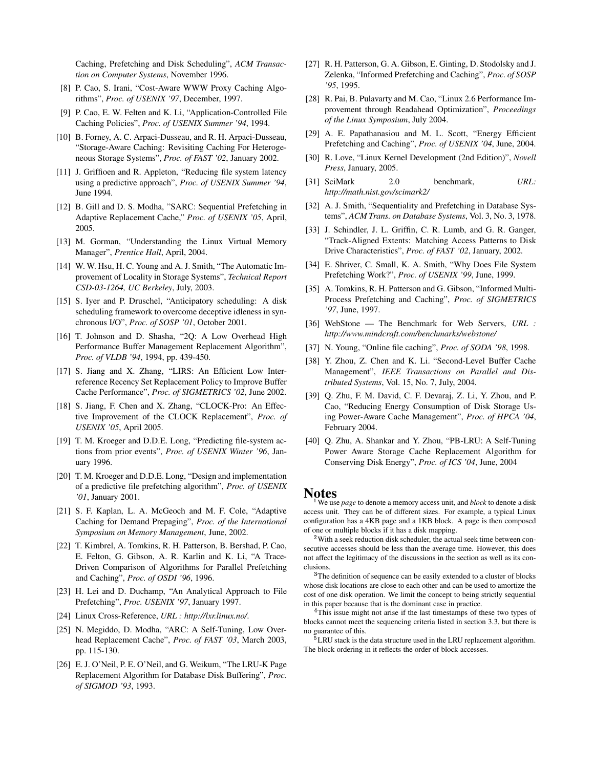Caching, Prefetching and Disk Scheduling", *ACM Transaction on Computer Systems*, November 1996.

[8] P. Cao, S. Irani, "Cost-Aware WWW Proxy Caching Algorithms", *Proc. of USENIX '97*, December, 1997.

[9] P. Cao, E. W. Felten and K. Li, "Application-Controlled File Caching Policies", *Proc. of USENIX Summer '94*, 1994.

[10] B. Forney, A. C. Arpaci-Dusseau, and R. H. Arpaci-Dusseau, "Storage-Aware Caching: Revisiting Caching For Heterogeneous Storage Systems", *Proc. of FAST '02*, January 2002.

[11] J. Griffioen and R. Appleton, "Reducing file system latency using a predictive approach", *Proc. of USENIX Summer '94*, June 1994.

[12] B. Gill and D. S. Modha, "SARC: Sequential Prefetching in Adaptive Replacement Cache," *Proc. of USENIX '05*, April, 2005.

[13] M. Gorman, "Understanding the Linux Virtual Memory Manager", *Prentice Hall*, April, 2004.

[14] W. W. Hsu, H. C. Young and A. J. Smith, "The Automatic Improvement of Locality in Storage Systems", *Technical Report CSD-03-1264, UC Berkeley*, July, 2003.

[15] S. Iyer and P. Druschel, "Anticipatory scheduling: A disk scheduling framework to overcome deceptive idleness in synchronous I/O", *Proc. of SOSP '01*, October 2001.

[16] T. Johnson and D. Shasha, "2Q: A Low Overhead High Performance Buffer Management Replacement Algorithm", *Proc. of VLDB '94*, 1994, pp. 439-450.

[17] S. Jiang and X. Zhang, "LIRS: An Efficient Low Interreference Recency Set Replacement Policy to Improve Buffer Cache Performance", *Proc. of SIGMETRICS '02*, June 2002.

[18] S. Jiang, F. Chen and X. Zhang, "CLOCK-Pro: An Effective Improvement of the CLOCK Replacement", *Proc. of USENIX '05*, April 2005.

[19] T. M. Kroeger and D.D.E. Long, "Predicting file-system actions from prior events", *Proc. of USENIX Winter '96*, January 1996.

[20] T. M. Kroeger and D.D.E. Long, "Design and implementation of a predictive file prefetching algorithm", *Proc. of USENIX '01*, January 2001.

[21] S. F. Kaplan, L. A. McGeoch and M. F. Cole, "Adaptive Caching for Demand Prepaging", *Proc. of the International Symposium on Memory Management*, June, 2002.

[22] T. Kimbrel, A. Tomkins, R. H. Patterson, B. Bershad, P. Cao, E. Felton, G. Gibson, A. R. Karlin and K. Li, "A Trace-Driven Comparison of Algorithms for Parallel Prefetching and Caching", *Proc. of OSDI '96*, 1996.

[23] H. Lei and D. Duchamp, "An Analytical Approach to File Prefetching", *Proc. USENIX '97*, January 1997.

[24] Linux Cross-Reference, *URL : http://lxr.linux.no/*.

[25] N. Megiddo, D. Modha, "ARC: A Self-Tuning, Low Overhead Replacement Cache", *Proc. of FAST '03*, March 2003, pp. 115-130.

[26] E. J. O'Neil, P. E. O'Neil, and G. Weikum, "The LRU-K Page Replacement Algorithm for Database Disk Buffering", *Proc. of SIGMOD '93*, 1993.

[27] R. H. Patterson, G. A. Gibson, E. Ginting, D. Stodolsky and J. Zelenka, "Informed Prefetching and Caching", *Proc. of SOSP '95*, 1995.

[28] R. Pai, B. Pulavarty and M. Cao, "Linux 2.6 Performance Improvement through Readahead Optimization", *Proceedings of the Linux Symposium*, July 2004.

[29] A. E. Papathanasiou and M. L. Scott, "Energy Efficient Prefetching and Caching", *Proc. of USENIX '04*, June, 2004.

[30] R. Love, "Linux Kernel Development (2nd Edition)", *Novell Press*, January, 2005.

[31] SciMark 2.0 benchmark, *URL: http://math.nist.gov/scimark2/*

[32] A. J. Smith, "Sequentiality and Prefetching in Database Systems", *ACM Trans. on Database Systems*, Vol. 3, No. 3, 1978.

[33] J. Schindler, J. L. Griffin, C. R. Lumb, and G. R. Ganger, "Track-Aligned Extents: Matching Access Patterns to Disk Drive Characteristics", *Proc. of FAST '02*, January, 2002.

[34] E. Shriver, C. Small, K. A. Smith, "Why Does File System Prefetching Work?", *Proc. of USENIX '99*, June, 1999.

[35] A. Tomkins, R. H. Patterson and G. Gibson, "Informed Multi-Process Prefetching and Caching", *Proc. of SIGMETRICS '97*, June, 1997.

[36] WebStone — The Benchmark for Web Servers, *URL : http://www.mindcraft.com/benchmarks/webstone/*

[37] N. Young, "Online file caching", *Proc. of SODA '98*, 1998.

[38] Y. Zhou, Z. Chen and K. Li. "Second-Level Buffer Cache Management", *IEEE Transactions on Parallel and Distributed Systems*, Vol. 15, No. 7, July, 2004.

[39] Q. Zhu, F. M. David, C. F. Devaraj, Z. Li, Y. Zhou, and P. Cao, "Reducing Energy Consumption of Disk Storage Using Power-Aware Cache Management", *Proc. of HPCA '04*, February 2004.

[40] Q. Zhu, A. Shankar and Y. Zhou, "PB-LRU: A Self-Tuning Power Aware Storage Cache Replacement Algorithm for Conserving Disk Energy", *Proc. of ICS '04*, June, 2004

# Notes

[1] We use *page* to denote a memory access unit, and *block* to denote a disk access unit. They can be of different sizes. For example, a typical Linux configuration has a 4KB page and a 1KB block. A page is then composed of one or multiple blocks if it has a disk mapping.

[2] With a seek reduction disk scheduler, the actual seek time between consecutive accesses should be less than the average time. However, this does not affect the legitimacy of the discussions in the section as well as its conclusions.

[3] The definition of sequence can be easily extended to a cluster of blocks whose disk locations are close to each other and can be used to amortize the cost of one disk operation. We limit the concept to being strictly sequential in this paper because that is the dominant case in practice.

[4] This issue might not arise if the last timestamps of these two types of blocks cannot meet the sequencing criteria listed in section 3.3, but there is no guarantee of this.

[5] LRU stack is the data structure used in the LRU replacement algorithm. The block ordering in it reflects the order of block accesses.